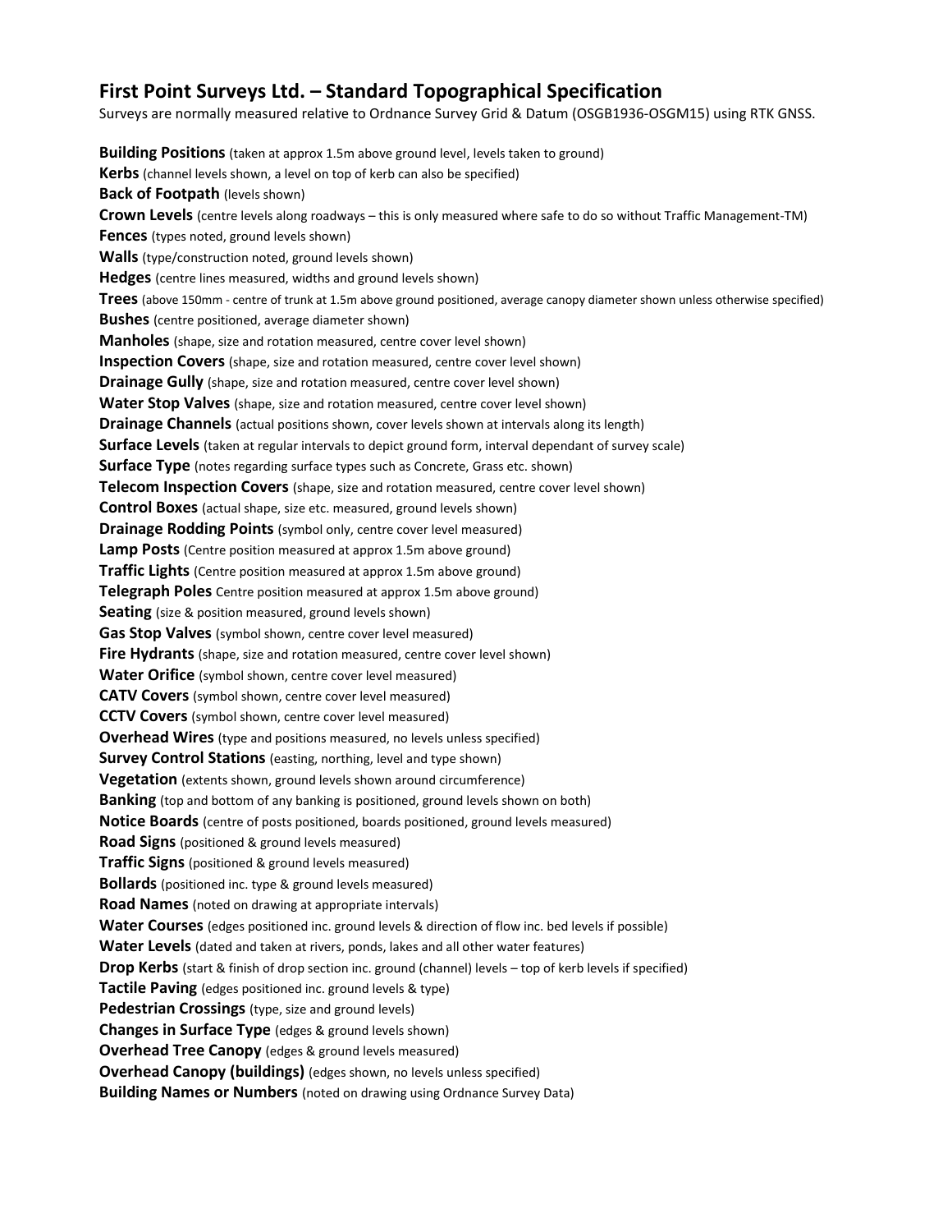# First Point Surveys Ltd. – Standard Topographical Specification

Surveys are normally measured relative to Ordnance Survey Grid & Datum (OSGB1936-OSGM15) using RTK GNSS.

**Building Positions** (taken at approx 1.5m above ground level, levels taken to ground)
**Kerbs** (channel levels shown, a level on top of kerb can also be specified)
**Back of Footpath** (levels shown)
**Crown Levels** (centre levels along roadways – this is only measured where safe to do so without Traffic Management-TM)
**Fences** (types noted, ground levels shown)
**Walls** (type/construction noted, ground levels shown)
**Hedges** (centre lines measured, widths and ground levels shown)
**Trees** (above 150mm - centre of trunk at 1.5m above ground positioned, average canopy diameter shown unless otherwise specified)
**Bushes** (centre positioned, average diameter shown)
**Manholes** (shape, size and rotation measured, centre cover level shown)
**Inspection Covers** (shape, size and rotation measured, centre cover level shown)
**Drainage Gully** (shape, size and rotation measured, centre cover level shown)
**Water Stop Valves** (shape, size and rotation measured, centre cover level shown)
**Drainage Channels** (actual positions shown, cover levels shown at intervals along its length)
**Surface Levels** (taken at regular intervals to depict ground form, interval dependant of survey scale)
**Surface Type** (notes regarding surface types such as Concrete, Grass etc. shown)
**Telecom Inspection Covers** (shape, size and rotation measured, centre cover level shown)
**Control Boxes** (actual shape, size etc. measured, ground levels shown)
**Drainage Rodding Points** (symbol only, centre cover level measured)
**Lamp Posts** (Centre position measured at approx 1.5m above ground)
**Traffic Lights** (Centre position measured at approx 1.5m above ground)
**Telegraph Poles** Centre position measured at approx 1.5m above ground)
**Seating** (size & position measured, ground levels shown)
**Gas Stop Valves** (symbol shown, centre cover level measured)
**Fire Hydrants** (shape, size and rotation measured, centre cover level shown)
**Water Orifice** (symbol shown, centre cover level measured)
**CATV Covers** (symbol shown, centre cover level measured)
**CCTV Covers** (symbol shown, centre cover level measured)
**Overhead Wires** (type and positions measured, no levels unless specified)
**Survey Control Stations** (easting, northing, level and type shown)
**Vegetation** (extents shown, ground levels shown around circumference)
**Banking** (top and bottom of any banking is positioned, ground levels shown on both)
**Notice Boards** (centre of posts positioned, boards positioned, ground levels measured)
**Road Signs** (positioned & ground levels measured)
**Traffic Signs** (positioned & ground levels measured)
**Bollards** (positioned inc. type & ground levels measured)
**Road Names** (noted on drawing at appropriate intervals)
**Water Courses** (edges positioned inc. ground levels & direction of flow inc. bed levels if possible)
**Water Levels** (dated and taken at rivers, ponds, lakes and all other water features)
**Drop Kerbs** (start & finish of drop section inc. ground (channel) levels – top of kerb levels if specified)
**Tactile Paving** (edges positioned inc. ground levels & type)
**Pedestrian Crossings** (type, size and ground levels)
**Changes in Surface Type** (edges & ground levels shown)
**Overhead Tree Canopy** (edges & ground levels measured)
**Overhead Canopy (buildings)** (edges shown, no levels unless specified)
**Building Names or Numbers** (noted on drawing using Ordnance Survey Data)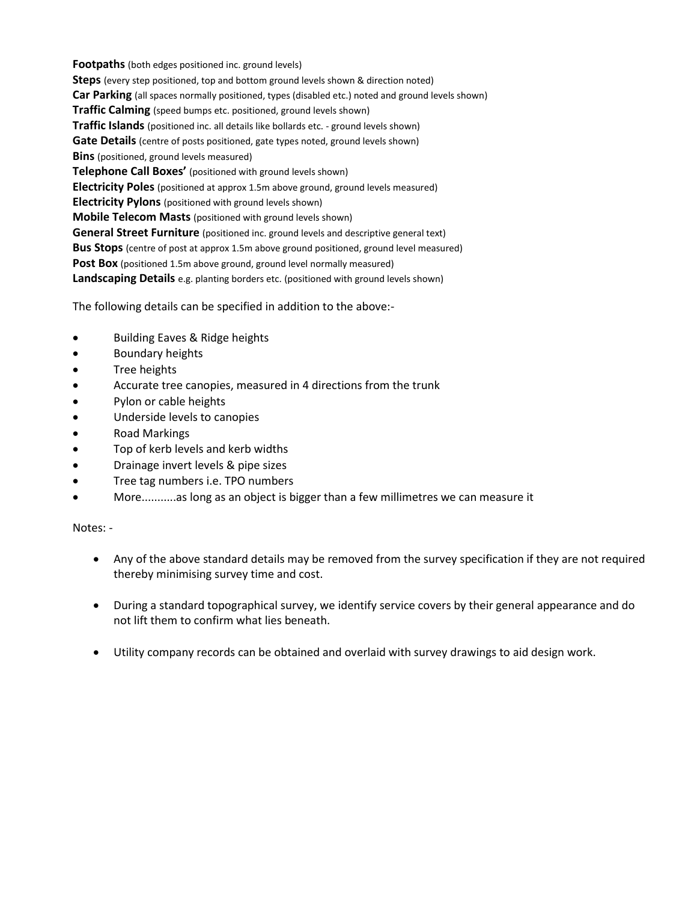**Footpaths** (both edges positioned inc. ground levels)
**Steps** (every step positioned, top and bottom ground levels shown & direction noted)
**Car Parking** (all spaces normally positioned, types (disabled etc.) noted and ground levels shown)
**Traffic Calming** (speed bumps etc. positioned, ground levels shown)
**Traffic Islands** (positioned inc. all details like bollards etc. - ground levels shown)
**Gate Details** (centre of posts positioned, gate types noted, ground levels shown)
**Bins** (positioned, ground levels measured)
**Telephone Call Boxes'** (positioned with ground levels shown)
**Electricity Poles** (positioned at approx 1.5m above ground, ground levels measured)
**Electricity Pylons** (positioned with ground levels shown)
**Mobile Telecom Masts** (positioned with ground levels shown)
**General Street Furniture** (positioned inc. ground levels and descriptive general text)
**Bus Stops** (centre of post at approx 1.5m above ground positioned, ground level measured)
**Post Box** (positioned 1.5m above ground, ground level normally measured)
**Landscaping Details** e.g. planting borders etc. (positioned with ground levels shown)

The following details can be specified in addition to the above:-

- Building Eaves & Ridge heights
- Boundary heights
- Tree heights
- Accurate tree canopies, measured in 4 directions from the trunk
- Pylon or cable heights
- Underside levels to canopies
- Road Markings
- Top of kerb levels and kerb widths
- Drainage invert levels & pipe sizes
- Tree tag numbers i.e. TPO numbers
- More...........as long as an object is bigger than a few millimetres we can measure it

Notes: -

- Any of the above standard details may be removed from the survey specification if they are not required thereby minimising survey time and cost.

- During a standard topographical survey, we identify service covers by their general appearance and do not lift them to confirm what lies beneath.

- Utility company records can be obtained and overlaid with survey drawings to aid design work.